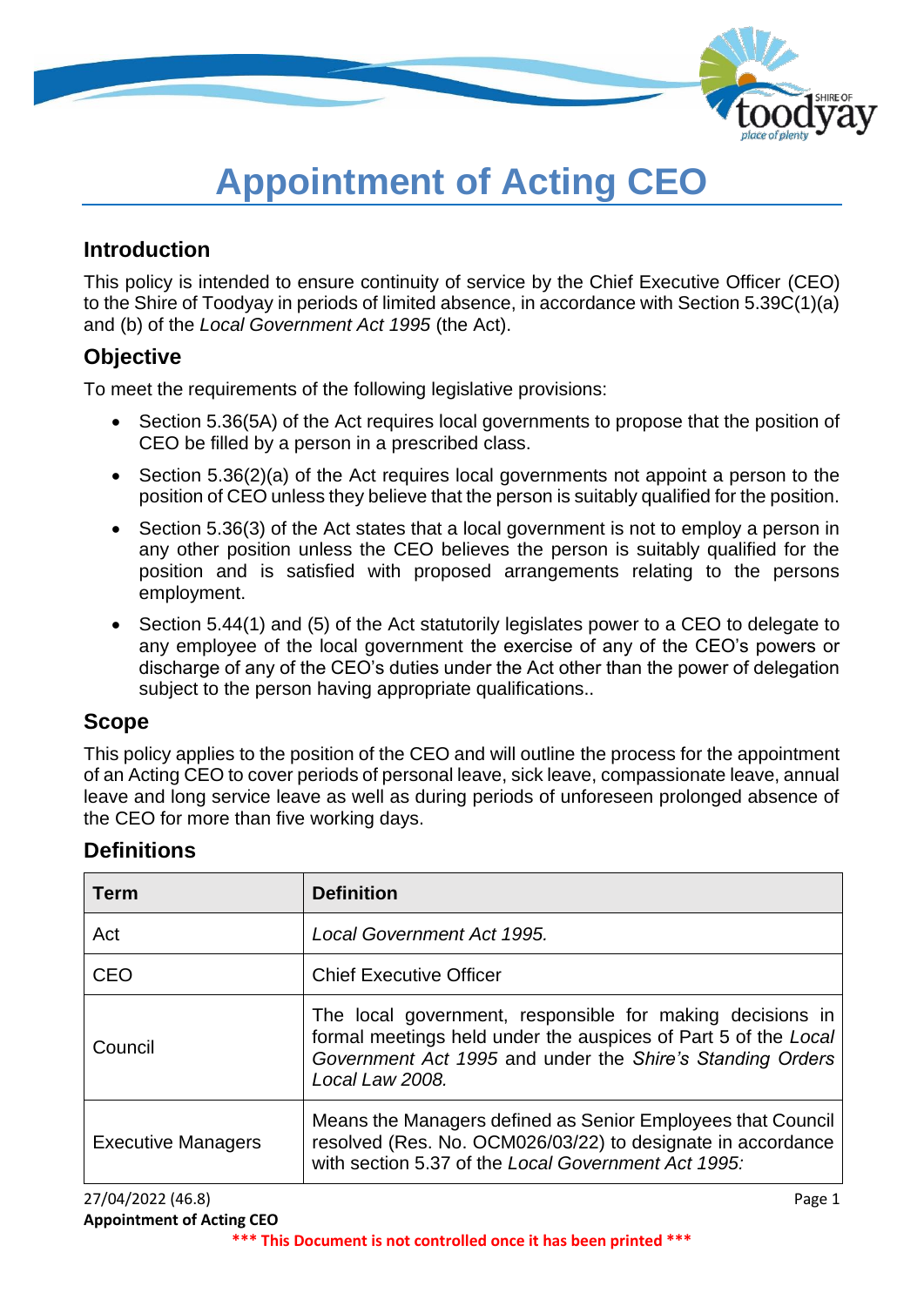# Appointment of Acting CEO

## Introduction

This policy is intended to ensure continuity of service by the Chief Executive Officer (CEO) to the Shire of Toodyay in periods of limited absence, in accordance with Section 5.39C(1)(a) and (b) of the *Local Government Act 1995* (the Act).

## Objective

To meet the requirements of the following legislative provisions:

- Section 5.36(5A) of the Act requires local governments to propose that the position of CEO be filled by a person in a prescribed class.
- Section 5.36(2)(a) of the Act requires local governments not appoint a person to the position of CEO unless they believe that the person is suitably qualified for the position.
- Section 5.36(3) of the Act states that a local government is not to employ a person in any other position unless the CEO believes the person is suitably qualified for the position and is satisfied with proposed arrangements relating to the persons employment.
- Section 5.44(1) and (5) of the Act statutorily legislates power to a CEO to delegate to any employee of the local government the exercise of any of the CEO's powers or discharge of any of the CEO's duties under the Act other than the power of delegation subject to the person having appropriate qualifications..

## Scope

This policy applies to the position of the CEO and will outline the process for the appointment of an Acting CEO to cover periods of personal leave, sick leave, compassionate leave, annual leave and long service leave as well as during periods of unforeseen prolonged absence of the CEO for more than five working days.

## Definitions

| Term | Definition |
|---|---|
| Act | *Local Government Act 1995.* |
| CEO | Chief Executive Officer |
| Council | The local government, responsible for making decisions in formal meetings held under the auspices of Part 5 of the *Local Government Act 1995* and under the *Shire's Standing Orders Local Law 2008.* |
| Executive Managers | Means the Managers defined as Senior Employees that Council resolved (Res. No. OCM026/03/22) to designate in accordance with section 5.37 of the *Local Government Act 1995:* |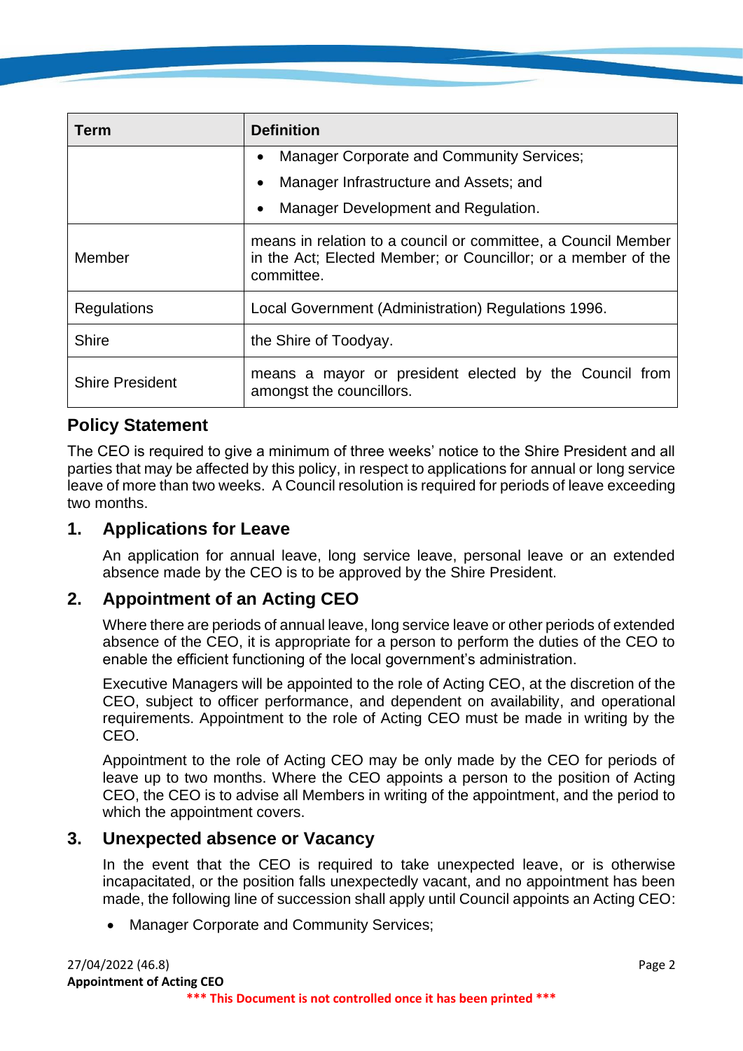| Term | Definition |
| --- | --- |
| | • Manager Corporate and Community Services;<br>• Manager Infrastructure and Assets; and<br>• Manager Development and Regulation. |
| Member | means in relation to a council or committee, a Council Member in the Act; Elected Member; or Councillor; or a member of the committee. |
| Regulations | Local Government (Administration) Regulations 1996. |
| Shire | the Shire of Toodyay. |
| Shire President | means a mayor or president elected by the Council from amongst the councillors. |

## Policy Statement

The CEO is required to give a minimum of three weeks' notice to the Shire President and all parties that may be affected by this policy, in respect to applications for annual or long service leave of more than two weeks. A Council resolution is required for periods of leave exceeding two months.

## 1. Applications for Leave

An application for annual leave, long service leave, personal leave or an extended absence made by the CEO is to be approved by the Shire President.

## 2. Appointment of an Acting CEO

Where there are periods of annual leave, long service leave or other periods of extended absence of the CEO, it is appropriate for a person to perform the duties of the CEO to enable the efficient functioning of the local government's administration.

Executive Managers will be appointed to the role of Acting CEO, at the discretion of the CEO, subject to officer performance, and dependent on availability, and operational requirements. Appointment to the role of Acting CEO must be made in writing by the CEO.

Appointment to the role of Acting CEO may be only made by the CEO for periods of leave up to two months. Where the CEO appoints a person to the position of Acting CEO, the CEO is to advise all Members in writing of the appointment, and the period to which the appointment covers.

## 3. Unexpected absence or Vacancy

In the event that the CEO is required to take unexpected leave, or is otherwise incapacitated, or the position falls unexpectedly vacant, and no appointment has been made, the following line of succession shall apply until Council appoints an Acting CEO:

- Manager Corporate and Community Services;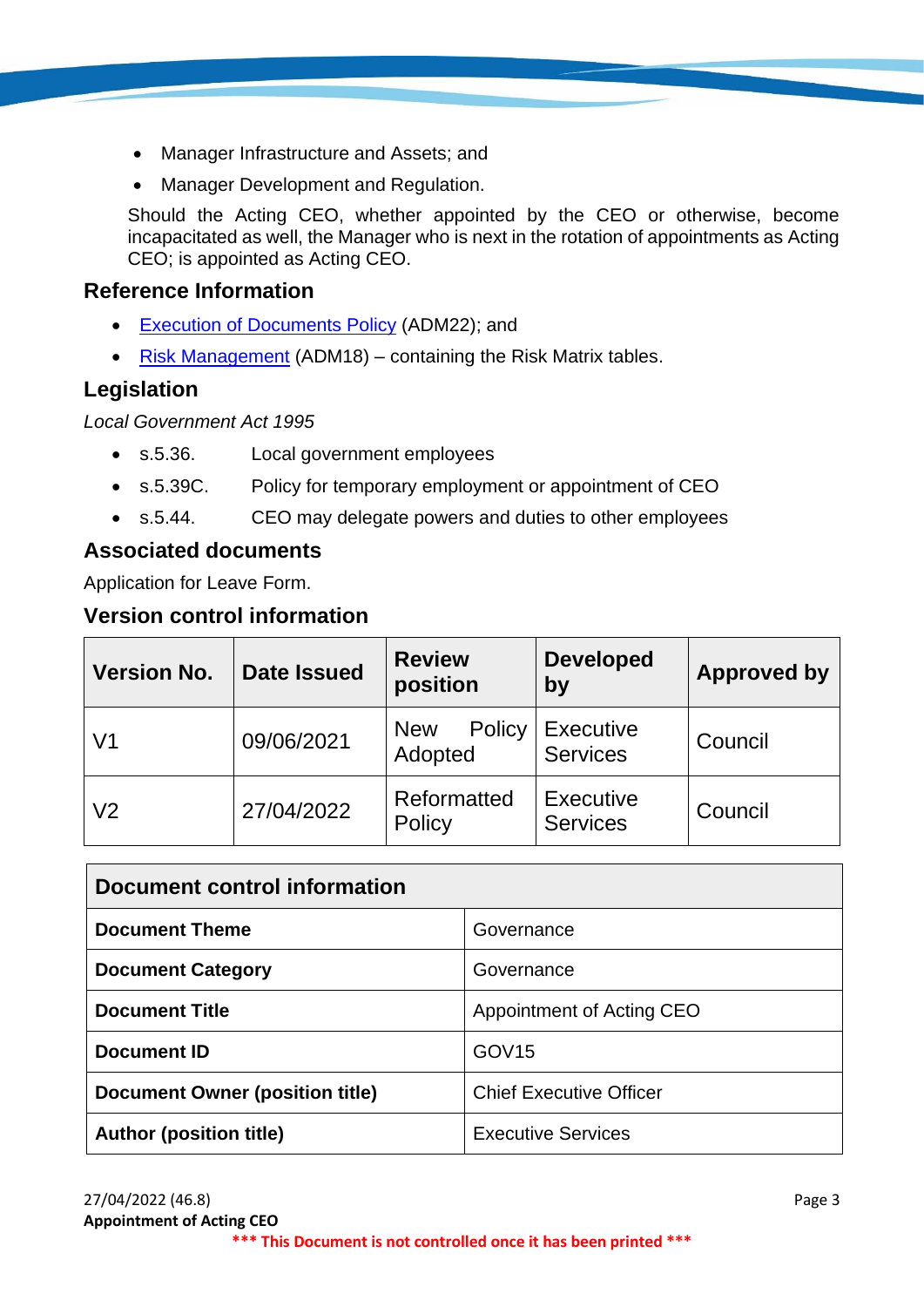- Manager Infrastructure and Assets; and
- Manager Development and Regulation.

Should the Acting CEO, whether appointed by the CEO or otherwise, become incapacitated as well, the Manager who is next in the rotation of appointments as Acting CEO; is appointed as Acting CEO.

## Reference Information

- Execution of Documents Policy (ADM22); and
- Risk Management (ADM18) – containing the Risk Matrix tables.

## Legislation

*Local Government Act 1995*

- s.5.36. Local government employees
- s.5.39C. Policy for temporary employment or appointment of CEO
- s.5.44. CEO may delegate powers and duties to other employees

## Associated documents

Application for Leave Form.

## Version control information

| Version No. | Date Issued | Review position | Developed by | Approved by |
|---|---|---|---|---|
| V1 | 09/06/2021 | New Policy Adopted | Executive Services | Council |
| V2 | 27/04/2022 | Reformatted Policy | Executive Services | Council |

| Document control information | |
|---|---|
| **Document Theme** | Governance |
| **Document Category** | Governance |
| **Document Title** | Appointment of Acting CEO |
| **Document ID** | GOV15 |
| **Document Owner (position title)** | Chief Executive Officer |
| **Author (position title)** | Executive Services |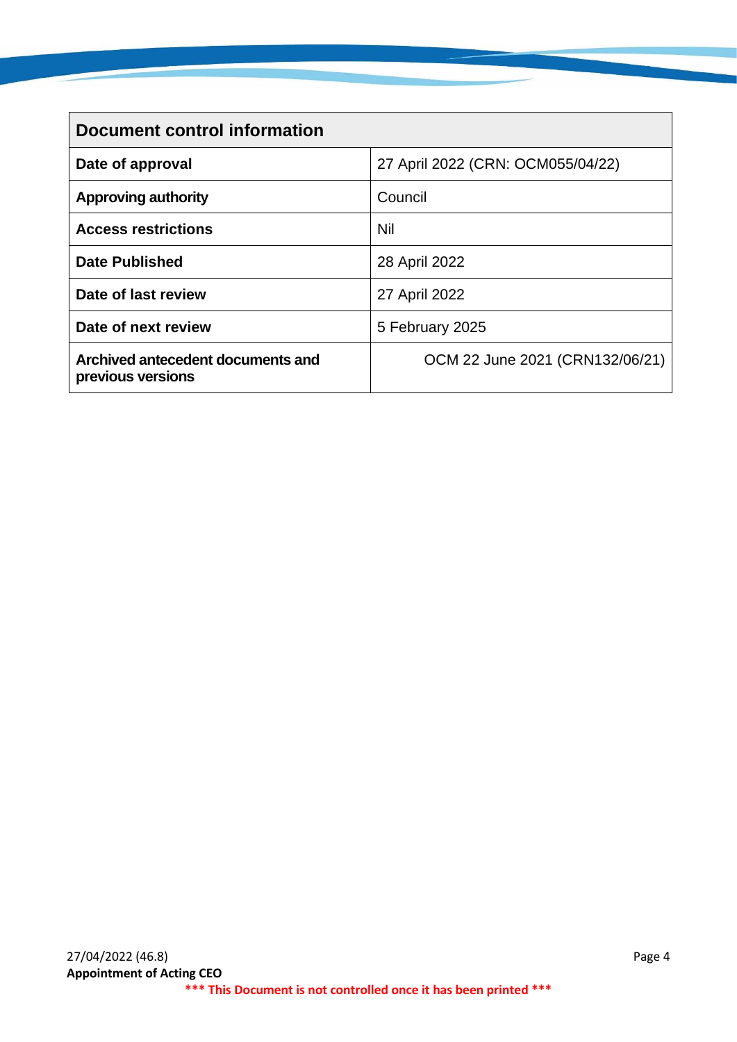| Document control information | |
|---|---|
| **Date of approval** | 27 April 2022 (CRN: OCM055/04/22) |
| **Approving authority** | Council |
| **Access restrictions** | Nil |
| **Date Published** | 28 April 2022 |
| **Date of last review** | 27 April 2022 |
| **Date of next review** | 5 February 2025 |
| **Archived antecedent documents and previous versions** | OCM 22 June 2021 (CRN132/06/21) |